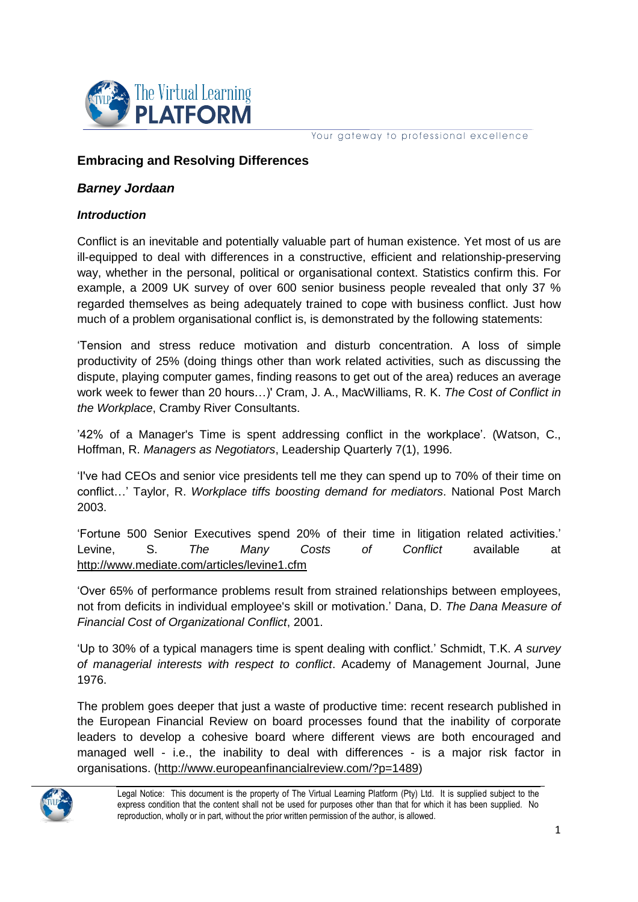## Embracing and Resolving Differences

***Barney Jordaan***

***Introduction***

Conflict is an inevitable and potentially valuable part of human existence. Yet most of us are ill-equipped to deal with differences in a constructive, efficient and relationship-preserving way, whether in the personal, political or organisational context. Statistics confirm this. For example, a 2009 UK survey of over 600 senior business people revealed that only 37 % regarded themselves as being adequately trained to cope with business conflict. Just how much of a problem organisational conflict is, is demonstrated by the following statements:

'Tension and stress reduce motivation and disturb concentration. A loss of simple productivity of 25% (doing things other than work related activities, such as discussing the dispute, playing computer games, finding reasons to get out of the area) reduces an average work week to fewer than 20 hours…)' Cram, J. A., MacWilliams, R. K. *The Cost of Conflict in the Workplace*, Cramby River Consultants.

'42% of a Manager's Time is spent addressing conflict in the workplace'. (Watson, C., Hoffman, R. *Managers as Negotiators*, Leadership Quarterly 7(1), 1996.

'I've had CEOs and senior vice presidents tell me they can spend up to 70% of their time on conflict…' Taylor, R. *Workplace tiffs boosting demand for mediators*. National Post March 2003.

'Fortune 500 Senior Executives spend 20% of their time in litigation related activities.' Levine, S. *The Many Costs of Conflict* available at http://www.mediate.com/articles/levine1.cfm

'Over 65% of performance problems result from strained relationships between employees, not from deficits in individual employee's skill or motivation.' Dana, D. *The Dana Measure of Financial Cost of Organizational Conflict*, 2001.

'Up to 30% of a typical managers time is spent dealing with conflict.' Schmidt, T.K. *A survey of managerial interests with respect to conflict*. Academy of Management Journal, June 1976.

The problem goes deeper that just a waste of productive time: recent research published in the European Financial Review on board processes found that the inability of corporate leaders to develop a cohesive board where different views are both encouraged and managed well - i.e., the inability to deal with differences - is a major risk factor in organisations. (http://www.europeanfinancialreview.com/?p=1489)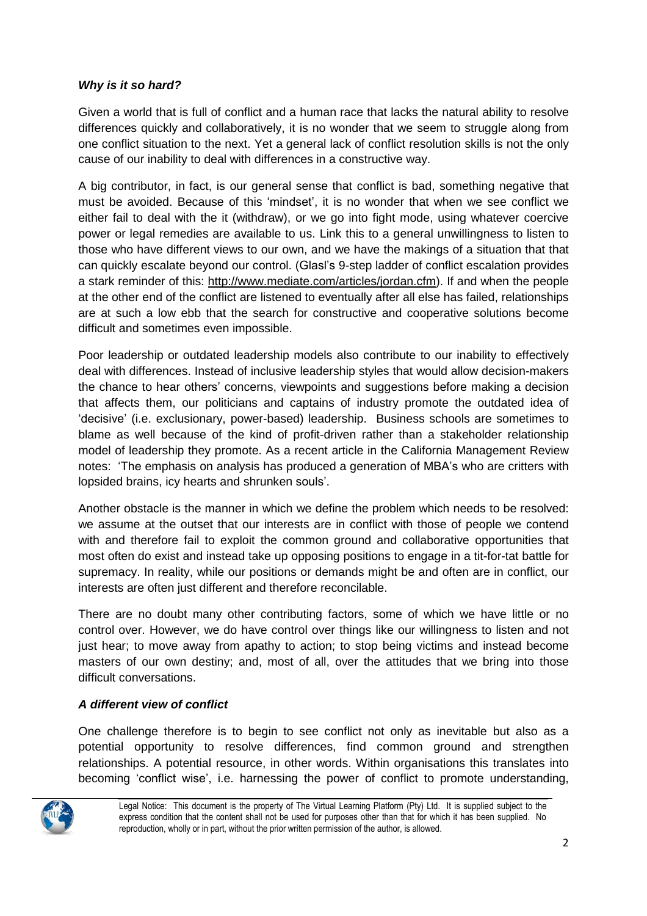### *Why is it so hard?*

Given a world that is full of conflict and a human race that lacks the natural ability to resolve differences quickly and collaboratively, it is no wonder that we seem to struggle along from one conflict situation to the next. Yet a general lack of conflict resolution skills is not the only cause of our inability to deal with differences in a constructive way.

A big contributor, in fact, is our general sense that conflict is bad, something negative that must be avoided. Because of this 'mindset', it is no wonder that when we see conflict we either fail to deal with the it (withdraw), or we go into fight mode, using whatever coercive power or legal remedies are available to us. Link this to a general unwillingness to listen to those who have different views to our own, and we have the makings of a situation that that can quickly escalate beyond our control. (Glasl's 9-step ladder of conflict escalation provides a stark reminder of this: http://www.mediate.com/articles/jordan.cfm). If and when the people at the other end of the conflict are listened to eventually after all else has failed, relationships are at such a low ebb that the search for constructive and cooperative solutions become difficult and sometimes even impossible.

Poor leadership or outdated leadership models also contribute to our inability to effectively deal with differences. Instead of inclusive leadership styles that would allow decision-makers the chance to hear others' concerns, viewpoints and suggestions before making a decision that affects them, our politicians and captains of industry promote the outdated idea of 'decisive' (i.e. exclusionary, power-based) leadership. Business schools are sometimes to blame as well because of the kind of profit-driven rather than a stakeholder relationship model of leadership they promote. As a recent article in the California Management Review notes: 'The emphasis on analysis has produced a generation of MBA's who are critters with lopsided brains, icy hearts and shrunken souls'.

Another obstacle is the manner in which we define the problem which needs to be resolved: we assume at the outset that our interests are in conflict with those of people we contend with and therefore fail to exploit the common ground and collaborative opportunities that most often do exist and instead take up opposing positions to engage in a tit-for-tat battle for supremacy. In reality, while our positions or demands might be and often are in conflict, our interests are often just different and therefore reconcilable.

There are no doubt many other contributing factors, some of which we have little or no control over. However, we do have control over things like our willingness to listen and not just hear; to move away from apathy to action; to stop being victims and instead become masters of our own destiny; and, most of all, over the attitudes that we bring into those difficult conversations.

### *A different view of conflict*

One challenge therefore is to begin to see conflict not only as inevitable but also as a potential opportunity to resolve differences, find common ground and strengthen relationships. A potential resource, in other words. Within organisations this translates into becoming 'conflict wise', i.e. harnessing the power of conflict to promote understanding,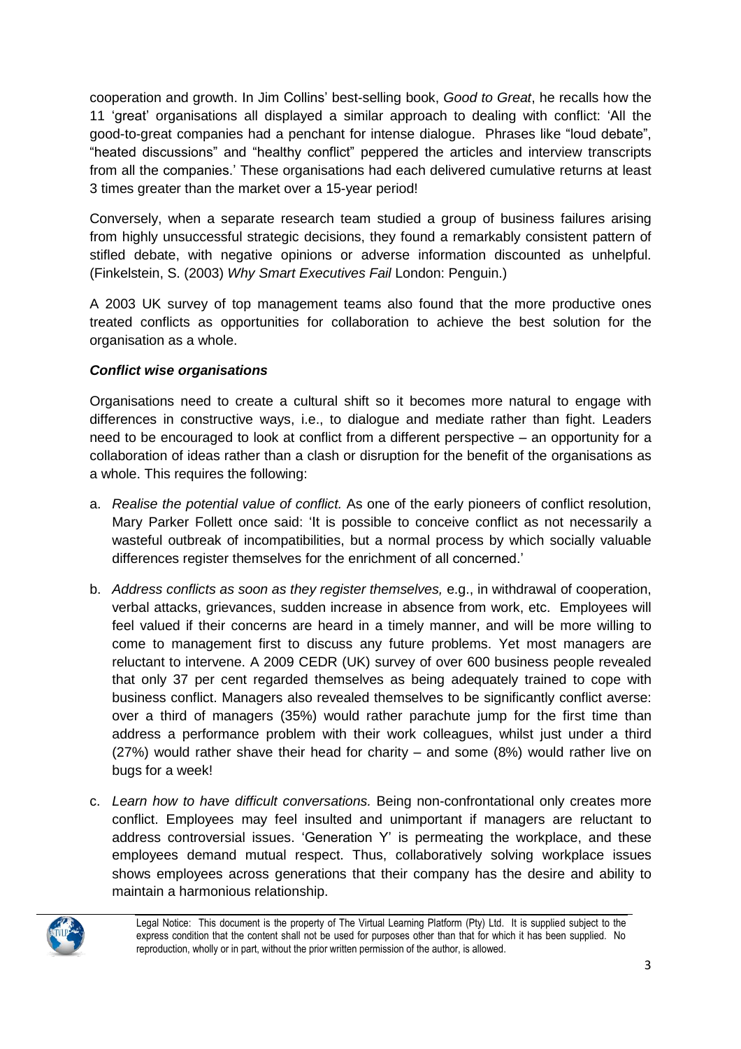cooperation and growth. In Jim Collins' best-selling book, *Good to Great*, he recalls how the 11 'great' organisations all displayed a similar approach to dealing with conflict: 'All the good-to-great companies had a penchant for intense dialogue. Phrases like "loud debate", "heated discussions" and "healthy conflict" peppered the articles and interview transcripts from all the companies.' These organisations had each delivered cumulative returns at least 3 times greater than the market over a 15-year period!

Conversely, when a separate research team studied a group of business failures arising from highly unsuccessful strategic decisions, they found a remarkably consistent pattern of stifled debate, with negative opinions or adverse information discounted as unhelpful. (Finkelstein, S. (2003) *Why Smart Executives Fail* London: Penguin.)

A 2003 UK survey of top management teams also found that the more productive ones treated conflicts as opportunities for collaboration to achieve the best solution for the organisation as a whole.

***Conflict wise organisations***

Organisations need to create a cultural shift so it becomes more natural to engage with differences in constructive ways, i.e., to dialogue and mediate rather than fight. Leaders need to be encouraged to look at conflict from a different perspective – an opportunity for a collaboration of ideas rather than a clash or disruption for the benefit of the organisations as a whole. This requires the following:

a. *Realise the potential value of conflict.* As one of the early pioneers of conflict resolution, Mary Parker Follett once said: 'It is possible to conceive conflict as not necessarily a wasteful outbreak of incompatibilities, but a normal process by which socially valuable differences register themselves for the enrichment of all concerned.'

b. *Address conflicts as soon as they register themselves,* e.g., in withdrawal of cooperation, verbal attacks, grievances, sudden increase in absence from work, etc. Employees will feel valued if their concerns are heard in a timely manner, and will be more willing to come to management first to discuss any future problems. Yet most managers are reluctant to intervene. A 2009 CEDR (UK) survey of over 600 business people revealed that only 37 per cent regarded themselves as being adequately trained to cope with business conflict. Managers also revealed themselves to be significantly conflict averse: over a third of managers (35%) would rather parachute jump for the first time than address a performance problem with their work colleagues, whilst just under a third (27%) would rather shave their head for charity – and some (8%) would rather live on bugs for a week!

c. *Learn how to have difficult conversations.* Being non-confrontational only creates more conflict. Employees may feel insulted and unimportant if managers are reluctant to address controversial issues. 'Generation Y' is permeating the workplace, and these employees demand mutual respect. Thus, collaboratively solving workplace issues shows employees across generations that their company has the desire and ability to maintain a harmonious relationship.

Legal Notice: This document is the property of The Virtual Learning Platform (Pty) Ltd. It is supplied subject to the express condition that the content shall not be used for purposes other than that for which it has been supplied. No reproduction, wholly or in part, without the prior written permission of the author, is allowed.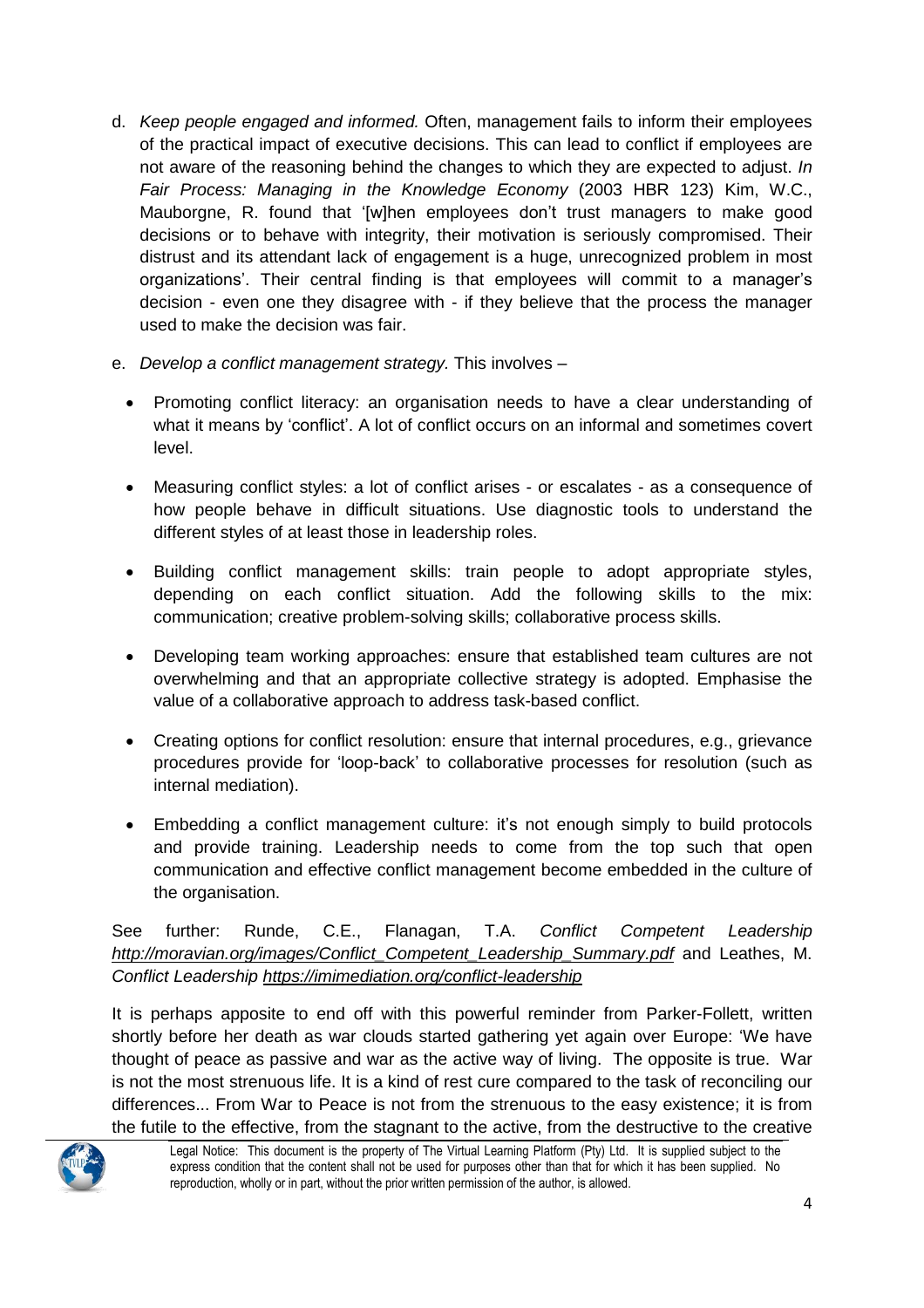d. *Keep people engaged and informed.* Often, management fails to inform their employees of the practical impact of executive decisions. This can lead to conflict if employees are not aware of the reasoning behind the changes to which they are expected to adjust. *In Fair Process: Managing in the Knowledge Economy* (2003 HBR 123) Kim, W.C., Mauborgne, R. found that '[w]hen employees don't trust managers to make good decisions or to behave with integrity, their motivation is seriously compromised. Their distrust and its attendant lack of engagement is a huge, unrecognized problem in most organizations'. Their central finding is that employees will commit to a manager's decision - even one they disagree with - if they believe that the process the manager used to make the decision was fair.

e. *Develop a conflict management strategy.* This involves –

   - Promoting conflict literacy: an organisation needs to have a clear understanding of what it means by 'conflict'. A lot of conflict occurs on an informal and sometimes covert level.
   - Measuring conflict styles: a lot of conflict arises - or escalates - as a consequence of how people behave in difficult situations. Use diagnostic tools to understand the different styles of at least those in leadership roles.
   - Building conflict management skills: train people to adopt appropriate styles, depending on each conflict situation. Add the following skills to the mix: communication; creative problem-solving skills; collaborative process skills.
   - Developing team working approaches: ensure that established team cultures are not overwhelming and that an appropriate collective strategy is adopted. Emphasise the value of a collaborative approach to address task-based conflict.
   - Creating options for conflict resolution: ensure that internal procedures, e.g., grievance procedures provide for 'loop-back' to collaborative processes for resolution (such as internal mediation).
   - Embedding a conflict management culture: it's not enough simply to build protocols and provide training. Leadership needs to come from the top such that open communication and effective conflict management become embedded in the culture of the organisation.

See further: Runde, C.E., Flanagan, T.A. *Conflict Competent Leadership* *http://moravian.org/images/Conflict_Competent_Leadership_Summary.pdf* and Leathes, M. *Conflict Leadership* *https://imimediation.org/conflict-leadership*

It is perhaps apposite to end off with this powerful reminder from Parker-Follett, written shortly before her death as war clouds started gathering yet again over Europe: 'We have thought of peace as passive and war as the active way of living. The opposite is true. War is not the most strenuous life. It is a kind of rest cure compared to the task of reconciling our differences... From War to Peace is not from the strenuous to the easy existence; it is from the futile to the effective, from the stagnant to the active, from the destructive to the creative

Legal Notice: This document is the property of The Virtual Learning Platform (Pty) Ltd. It is supplied subject to the express condition that the content shall not be used for purposes other than that for which it has been supplied. No reproduction, wholly or in part, without the prior written permission of the author, is allowed.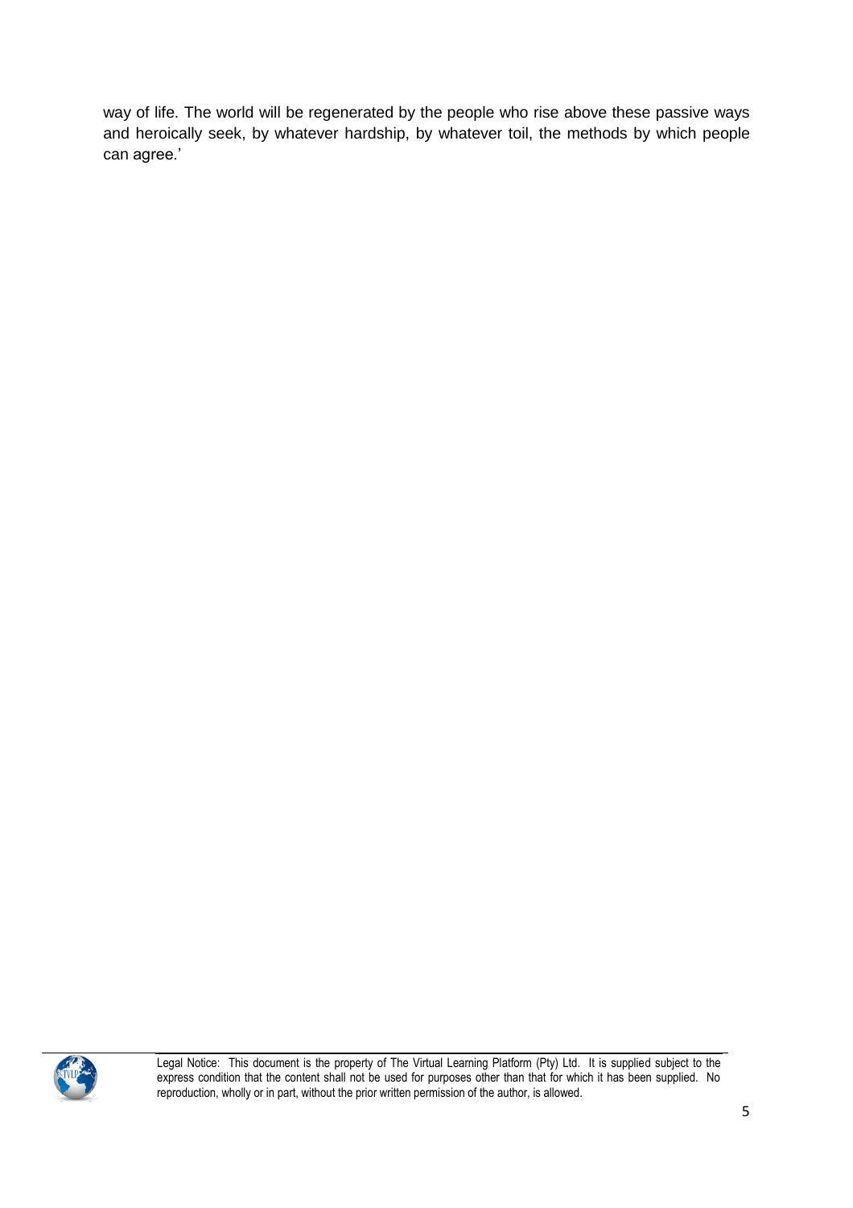way of life. The world will be regenerated by the people who rise above these passive ways and heroically seek, by whatever hardship, by whatever toil, the methods by which people can agree.'